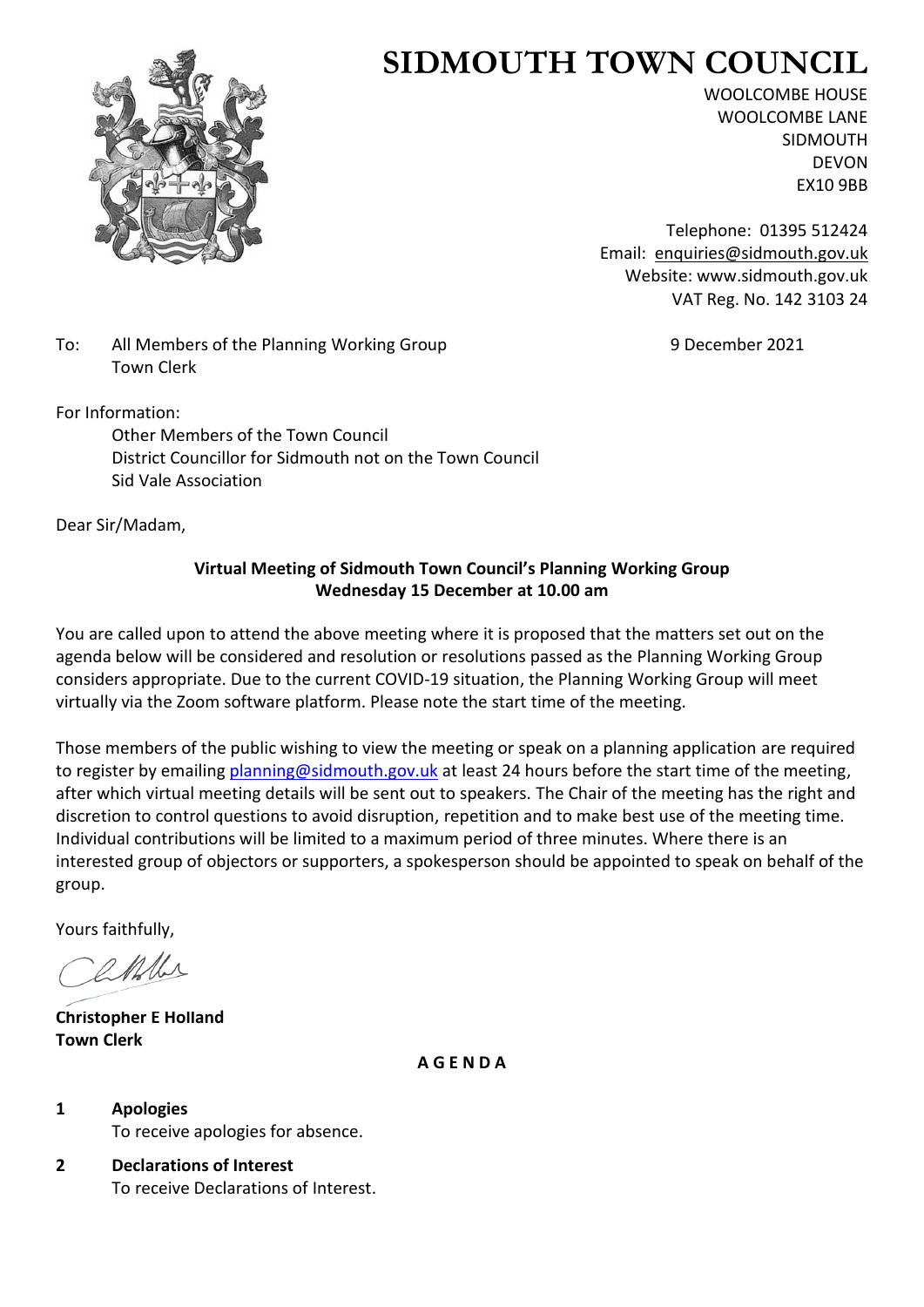# SIDMOUTH TOWN COUNCIL

WOOLCOMBE HOUSE
WOOLCOMBE LANE
SIDMOUTH
DEVON
EX10 9BB

Telephone: 01395 512424
Email: enquiries@sidmouth.gov.uk
Website: www.sidmouth.gov.uk
VAT Reg. No. 142 3103 24

To: All Members of the Planning Working Group
Town Clerk

9 December 2021

For Information:
Other Members of the Town Council
District Councillor for Sidmouth not on the Town Council
Sid Vale Association

Dear Sir/Madam,

**Virtual Meeting of Sidmouth Town Council's Planning Working Group**
**Wednesday 15 December at 10.00 am**

You are called upon to attend the above meeting where it is proposed that the matters set out on the agenda below will be considered and resolution or resolutions passed as the Planning Working Group considers appropriate. Due to the current COVID-19 situation, the Planning Working Group will meet virtually via the Zoom software platform. Please note the start time of the meeting.

Those members of the public wishing to view the meeting or speak on a planning application are required to register by emailing planning@sidmouth.gov.uk at least 24 hours before the start time of the meeting, after which virtual meeting details will be sent out to speakers. The Chair of the meeting has the right and discretion to control questions to avoid disruption, repetition and to make best use of the meeting time. Individual contributions will be limited to a maximum period of three minutes. Where there is an interested group of objectors or supporters, a spokesperson should be appointed to speak on behalf of the group.

Yours faithfully,

**Christopher E Holland**
**Town Clerk**

## A G E N D A

**1 Apologies**
To receive apologies for absence.

**2 Declarations of Interest**
To receive Declarations of Interest.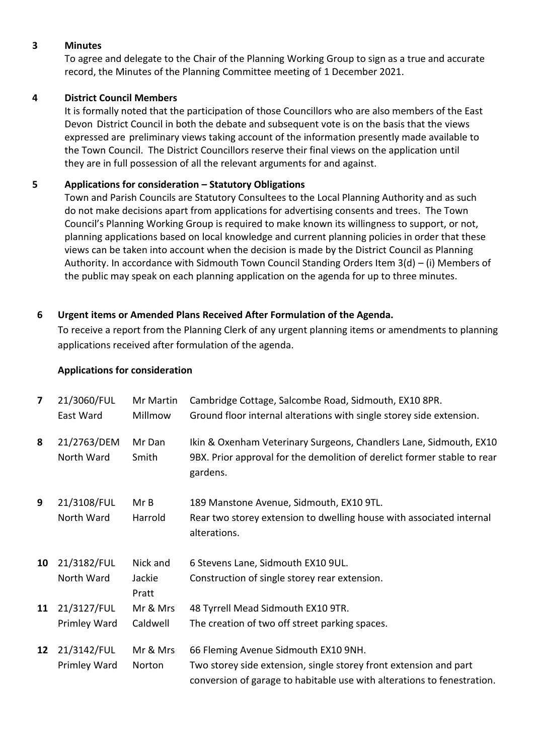**3 Minutes**

To agree and delegate to the Chair of the Planning Working Group to sign as a true and accurate record, the Minutes of the Planning Committee meeting of 1 December 2021.

**4 District Council Members**

It is formally noted that the participation of those Councillors who are also members of the East Devon District Council in both the debate and subsequent vote is on the basis that the views expressed are preliminary views taking account of the information presently made available to the Town Council. The District Councillors reserve their final views on the application until they are in full possession of all the relevant arguments for and against.

**5 Applications for consideration – Statutory Obligations**

Town and Parish Councils are Statutory Consultees to the Local Planning Authority and as such do not make decisions apart from applications for advertising consents and trees. The Town Council's Planning Working Group is required to make known its willingness to support, or not, planning applications based on local knowledge and current planning policies in order that these views can be taken into account when the decision is made by the District Council as Planning Authority. In accordance with Sidmouth Town Council Standing Orders Item 3(d) – (i) Members of the public may speak on each planning application on the agenda for up to three minutes.

**6 Urgent items or Amended Plans Received After Formulation of the Agenda.**

To receive a report from the Planning Clerk of any urgent planning items or amendments to planning applications received after formulation of the agenda.

**Applications for consideration**

| | | | |
|---|---|---|---|
| 7 | 21/3060/FUL<br>East Ward | Mr Martin Millmow | Cambridge Cottage, Salcombe Road, Sidmouth, EX10 8PR.<br>Ground floor internal alterations with single storey side extension. |
| 8 | 21/2763/DEM<br>North Ward | Mr Dan Smith | Ikin & Oxenham Veterinary Surgeons, Chandlers Lane, Sidmouth, EX10 9BX. Prior approval for the demolition of derelict former stable to rear gardens. |
| 9 | 21/3108/FUL<br>North Ward | Mr B Harrold | 189 Manstone Avenue, Sidmouth, EX10 9TL.<br>Rear two storey extension to dwelling house with associated internal alterations. |
| 10 | 21/3182/FUL<br>North Ward | Nick and Jackie Pratt | 6 Stevens Lane, Sidmouth EX10 9UL.<br>Construction of single storey rear extension. |
| 11 | 21/3127/FUL<br>Primley Ward | Mr & Mrs Caldwell | 48 Tyrrell Mead Sidmouth EX10 9TR.<br>The creation of two off street parking spaces. |
| 12 | 21/3142/FUL<br>Primley Ward | Mr & Mrs Norton | 66 Fleming Avenue Sidmouth EX10 9NH.<br>Two storey side extension, single storey front extension and part conversion of garage to habitable use with alterations to fenestration. |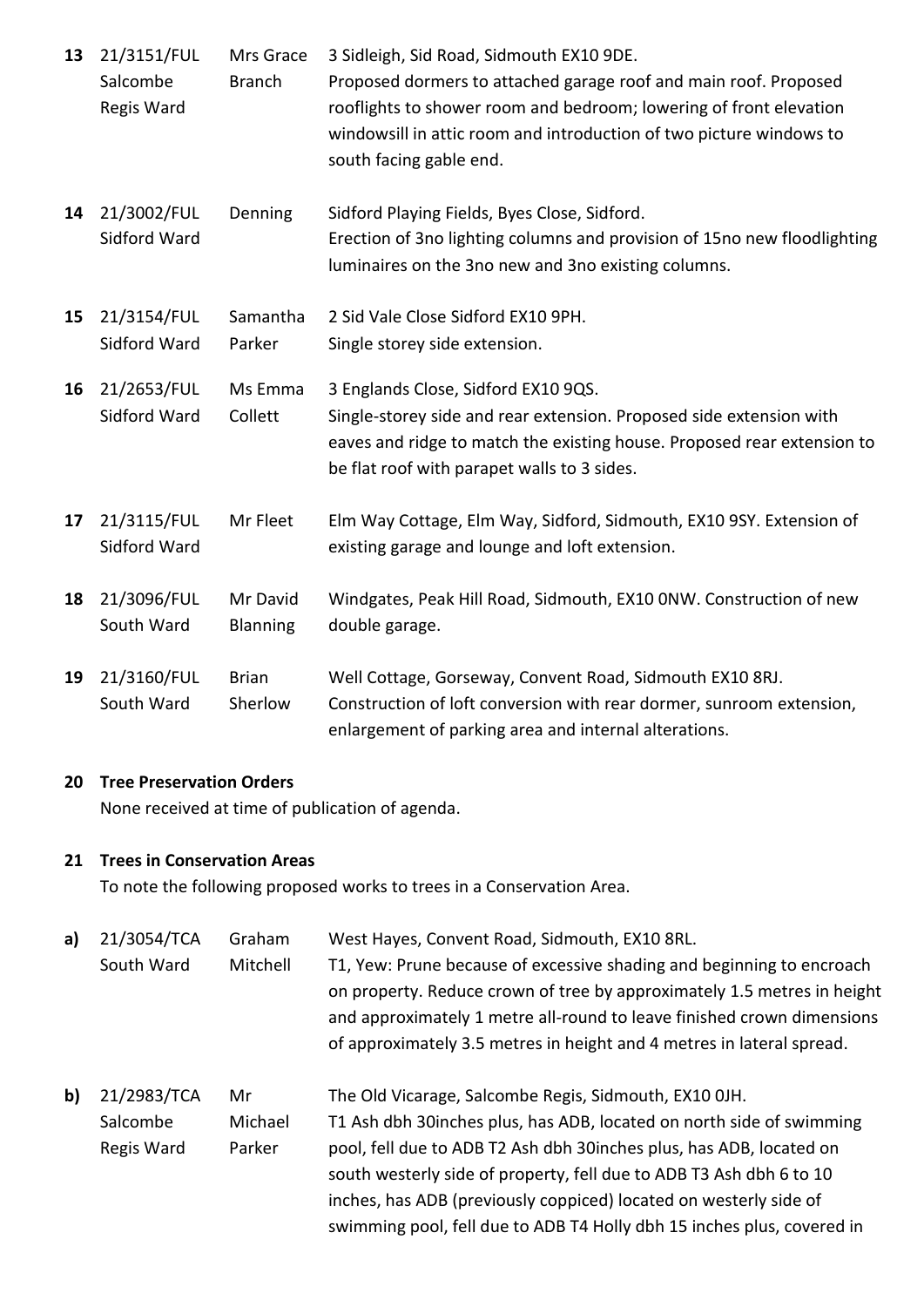| | | | |
|---|---|---|---|
| **13** | 21/3151/FUL Salcombe Regis Ward | Mrs Grace Branch | 3 Sidleigh, Sid Road, Sidmouth EX10 9DE. Proposed dormers to attached garage roof and main roof. Proposed rooflights to shower room and bedroom; lowering of front elevation windowsill in attic room and introduction of two picture windows to south facing gable end. |
| **14** | 21/3002/FUL Sidford Ward | Denning | Sidford Playing Fields, Byes Close, Sidford. Erection of 3no lighting columns and provision of 15no new floodlighting luminaires on the 3no new and 3no existing columns. |
| **15** | 21/3154/FUL Sidford Ward | Samantha Parker | 2 Sid Vale Close Sidford EX10 9PH. Single storey side extension. |
| **16** | 21/2653/FUL Sidford Ward | Ms Emma Collett | 3 Englands Close, Sidford EX10 9QS. Single-storey side and rear extension. Proposed side extension with eaves and ridge to match the existing house. Proposed rear extension to be flat roof with parapet walls to 3 sides. |
| **17** | 21/3115/FUL Sidford Ward | Mr Fleet | Elm Way Cottage, Elm Way, Sidford, Sidmouth, EX10 9SY. Extension of existing garage and lounge and loft extension. |
| **18** | 21/3096/FUL South Ward | Mr David Blanning | Windgates, Peak Hill Road, Sidmouth, EX10 0NW. Construction of new double garage. |
| **19** | 21/3160/FUL South Ward | Brian Sherlow | Well Cottage, Gorseway, Convent Road, Sidmouth EX10 8RJ. Construction of loft conversion with rear dormer, sunroom extension, enlargement of parking area and internal alterations. |

**20 Tree Preservation Orders**

None received at time of publication of agenda.

**21 Trees in Conservation Areas**

To note the following proposed works to trees in a Conservation Area.

| | | | |
|---|---|---|---|
| **a)** | 21/3054/TCA South Ward | Graham Mitchell | West Hayes, Convent Road, Sidmouth, EX10 8RL. T1, Yew: Prune because of excessive shading and beginning to encroach on property. Reduce crown of tree by approximately 1.5 metres in height and approximately 1 metre all-round to leave finished crown dimensions of approximately 3.5 metres in height and 4 metres in lateral spread. |
| **b)** | 21/2983/TCA Salcombe Regis Ward | Mr Michael Parker | The Old Vicarage, Salcombe Regis, Sidmouth, EX10 0JH. T1 Ash dbh 30inches plus, has ADB, located on north side of swimming pool, fell due to ADB T2 Ash dbh 30inches plus, has ADB, located on south westerly side of property, fell due to ADB T3 Ash dbh 6 to 10 inches, has ADB (previously coppiced) located on westerly side of swimming pool, fell due to ADB T4 Holly dbh 15 inches plus, covered in |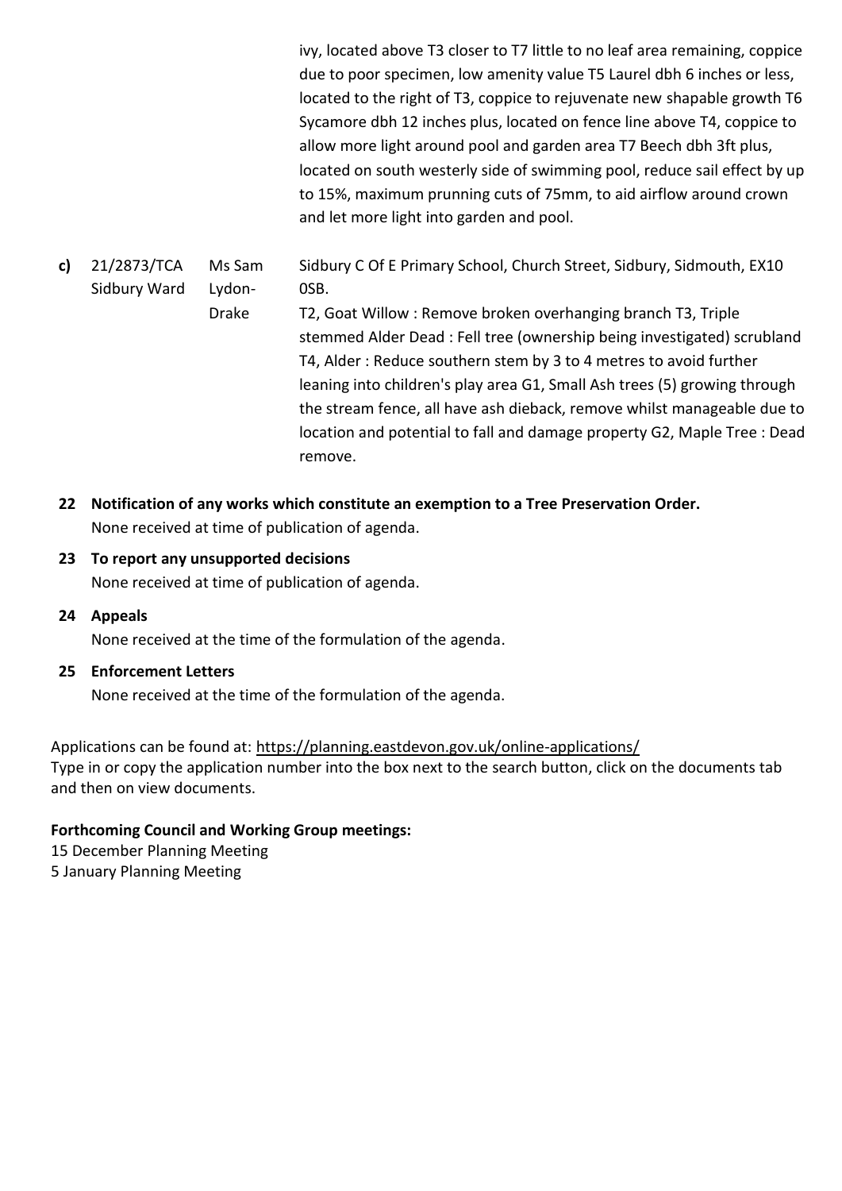ivy, located above T3 closer to T7 little to no leaf area remaining, coppice due to poor specimen, low amenity value T5 Laurel dbh 6 inches or less, located to the right of T3, coppice to rejuvenate new shapable growth T6 Sycamore dbh 12 inches plus, located on fence line above T4, coppice to allow more light around pool and garden area T7 Beech dbh 3ft plus, located on south westerly side of swimming pool, reduce sail effect by up to 15%, maximum prunning cuts of 75mm, to aid airflow around crown and let more light into garden and pool.

| | | | |
|---|---|---|---|
| **c)** | 21/2873/TCA Sidbury Ward | Ms Sam Lydon-Drake | Sidbury C Of E Primary School, Church Street, Sidbury, Sidmouth, EX10 0SB. T2, Goat Willow : Remove broken overhanging branch T3, Triple stemmed Alder Dead : Fell tree (ownership being investigated) scrubland T4, Alder : Reduce southern stem by 3 to 4 metres to avoid further leaning into children's play area G1, Small Ash trees (5) growing through the stream fence, all have ash dieback, remove whilst manageable due to location and potential to fall and damage property G2, Maple Tree : Dead remove. |

**22 Notification of any works which constitute an exemption to a Tree Preservation Order.**

None received at time of publication of agenda.

**23 To report any unsupported decisions**

None received at time of publication of agenda.

**24 Appeals**

None received at the time of the formulation of the agenda.

**25 Enforcement Letters**

None received at the time of the formulation of the agenda.

Applications can be found at: https://planning.eastdevon.gov.uk/online-applications/
Type in or copy the application number into the box next to the search button, click on the documents tab and then on view documents.

**Forthcoming Council and Working Group meetings:**

15 December Planning Meeting
5 January Planning Meeting